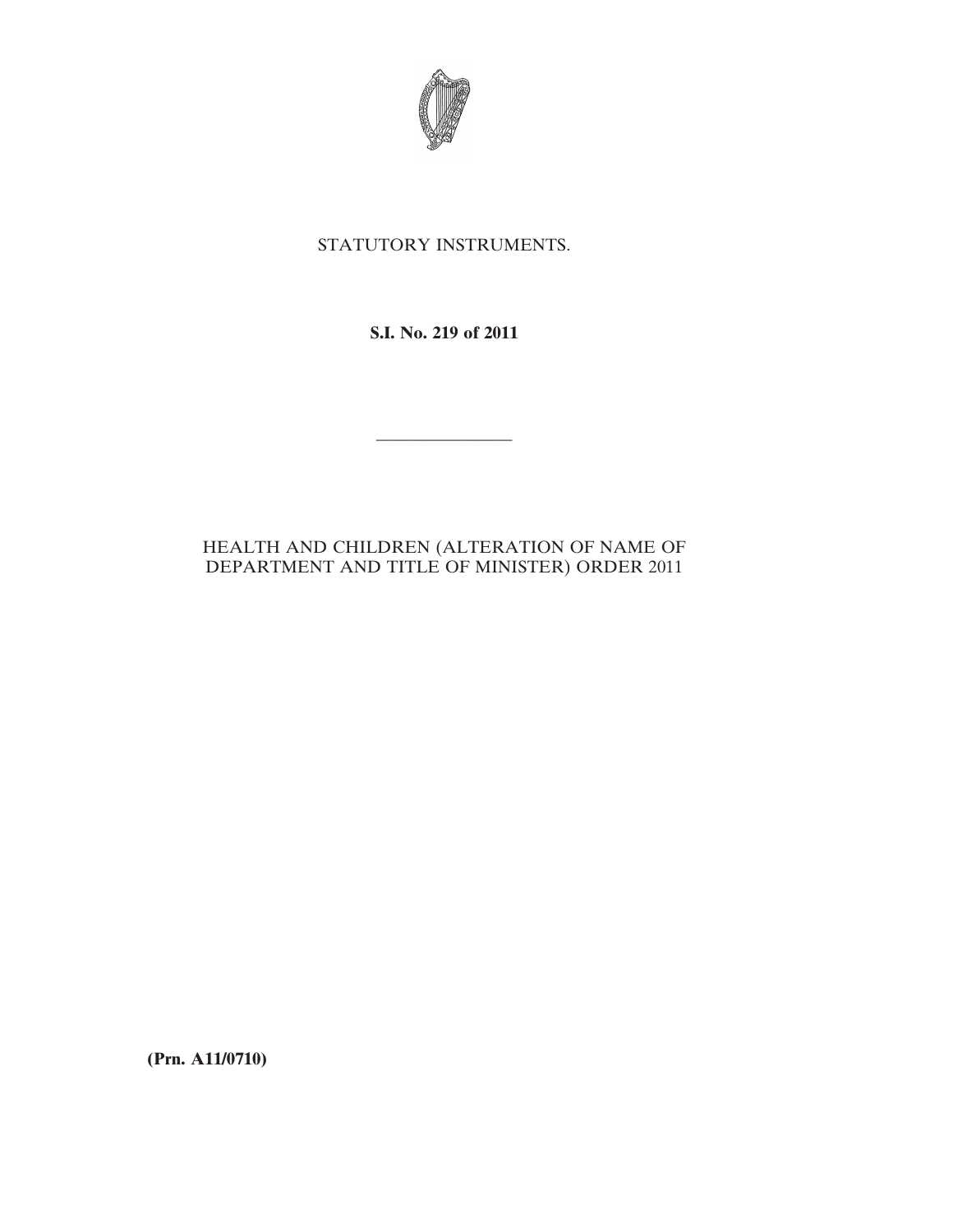STATUTORY INSTRUMENTS.

**S.I. No. 219 of 2011**

---

HEALTH AND CHILDREN (ALTERATION OF NAME OF DEPARTMENT AND TITLE OF MINISTER) ORDER 2011

**(Prn. A11/0710)**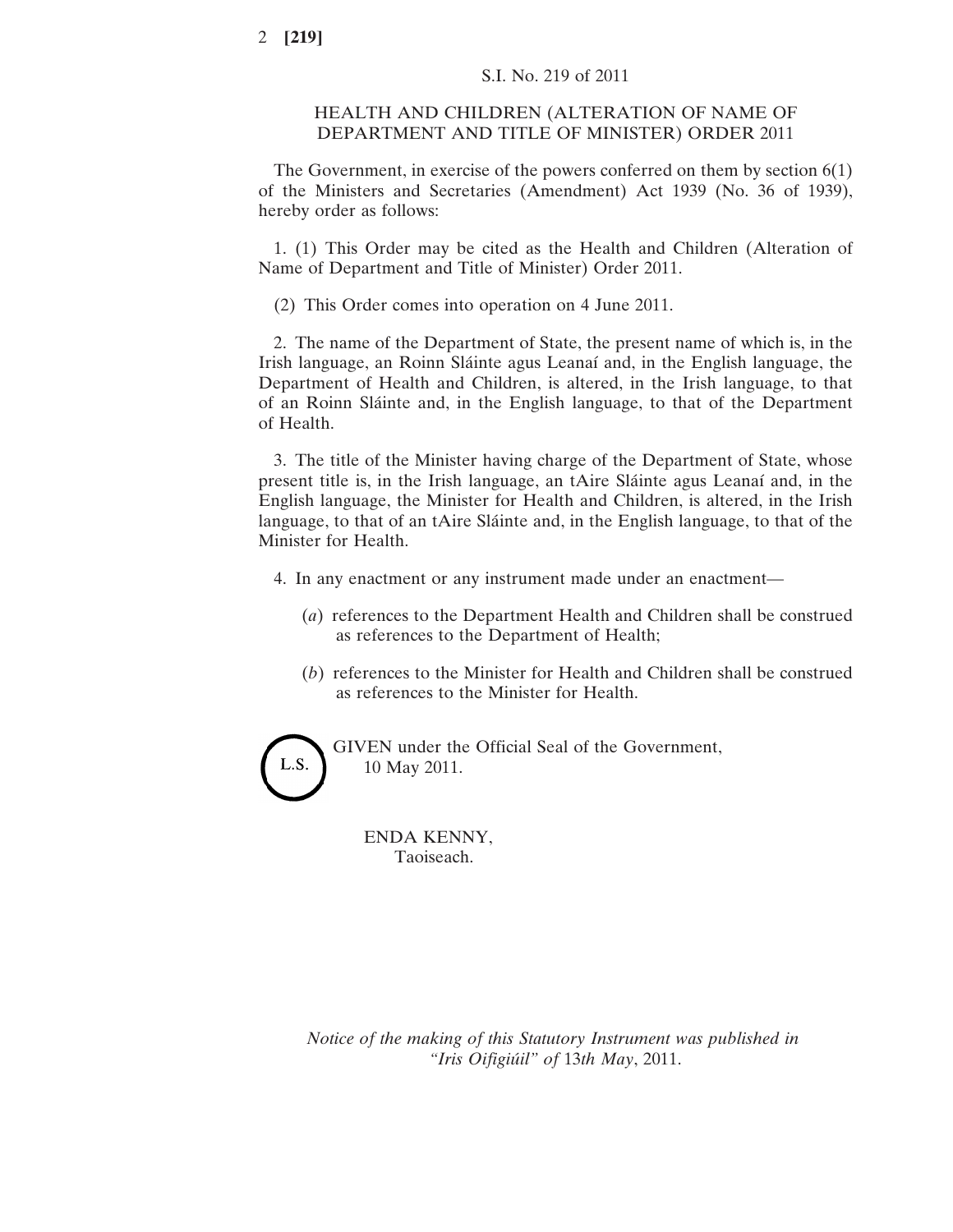S.I. No. 219 of 2011

# HEALTH AND CHILDREN (ALTERATION OF NAME OF DEPARTMENT AND TITLE OF MINISTER) ORDER 2011

The Government, in exercise of the powers conferred on them by section 6(1) of the Ministers and Secretaries (Amendment) Act 1939 (No. 36 of 1939), hereby order as follows:

1. (1) This Order may be cited as the Health and Children (Alteration of Name of Department and Title of Minister) Order 2011.

(2) This Order comes into operation on 4 June 2011.

2. The name of the Department of State, the present name of which is, in the Irish language, an Roinn Sláinte agus Leanaí and, in the English language, the Department of Health and Children, is altered, in the Irish language, to that of an Roinn Sláinte and, in the English language, to that of the Department of Health.

3. The title of the Minister having charge of the Department of State, whose present title is, in the Irish language, an tAire Sláinte agus Leanaí and, in the English language, the Minister for Health and Children, is altered, in the Irish language, to that of an tAire Sláinte and, in the English language, to that of the Minister for Health.

4. In any enactment or any instrument made under an enactment—

(*a*) references to the Department Health and Children shall be construed as references to the Department of Health;

(*b*) references to the Minister for Health and Children shall be construed as references to the Minister for Health.

L.S.

GIVEN under the Official Seal of the Government,
10 May 2011.

ENDA KENNY,
Taoiseach.

*Notice of the making of this Statutory Instrument was published in "Iris Oifigiúil" of* 13*th May*, 2011.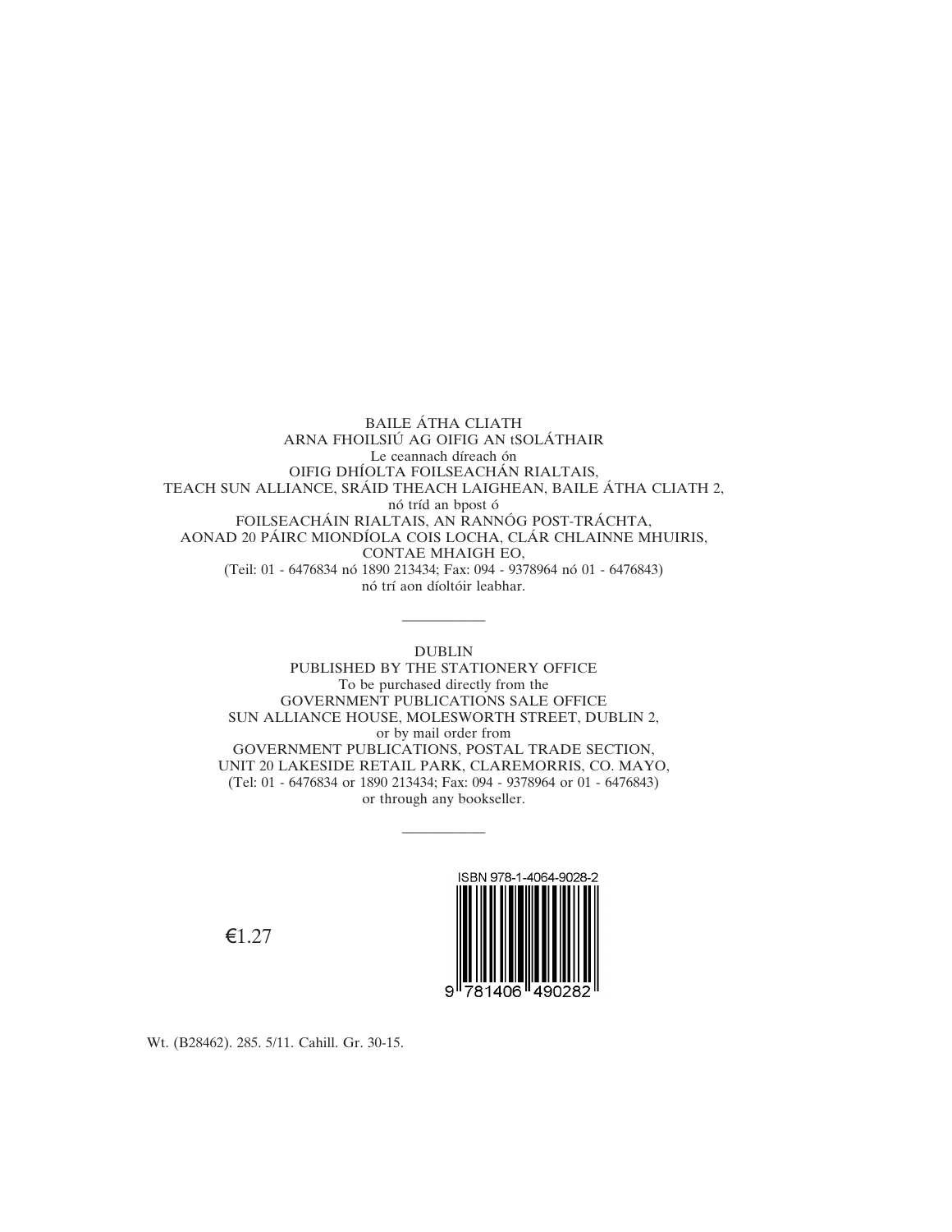BAILE ÁTHA CLIATH
ARNA FHOILSIÚ AG OIFIG AN tSOLÁTHAIR
Le ceannach díreach ón
OIFIG DHÍOLTA FOILSEACHÁN RIALTAIS,
TEACH SUN ALLIANCE, SRÁID THEACH LAIGHEAN, BAILE ÁTHA CLIATH 2,
nó tríd an bpost ó
FOILSEACHÁIN RIALTAIS, AN RANNÓG POST-TRÁCHTA,
AONAD 20 PÁIRC MIONDÍOLA COIS LOCHA, CLÁR CHLAINNE MHUIRIS,
CONTAE MHAIGH EO,
(Teil: 01 - 6476834 nó 1890 213434; Fax: 094 - 9378964 nó 01 - 6476843)
nó trí aon díoltóir leabhar.

---

DUBLIN
PUBLISHED BY THE STATIONERY OFFICE
To be purchased directly from the
GOVERNMENT PUBLICATIONS SALE OFFICE
SUN ALLIANCE HOUSE, MOLESWORTH STREET, DUBLIN 2,
or by mail order from
GOVERNMENT PUBLICATIONS, POSTAL TRADE SECTION,
UNIT 20 LAKESIDE RETAIL PARK, CLAREMORRIS, CO. MAYO,
(Tel: 01 - 6476834 or 1890 213434; Fax: 094 - 9378964 or 01 - 6476843)
or through any bookseller.

---

€1.27

ISBN 978-1-4064-9028-2

9 781406 490282

Wt. (B28462). 285. 5/11. Cahill. Gr. 30-15.